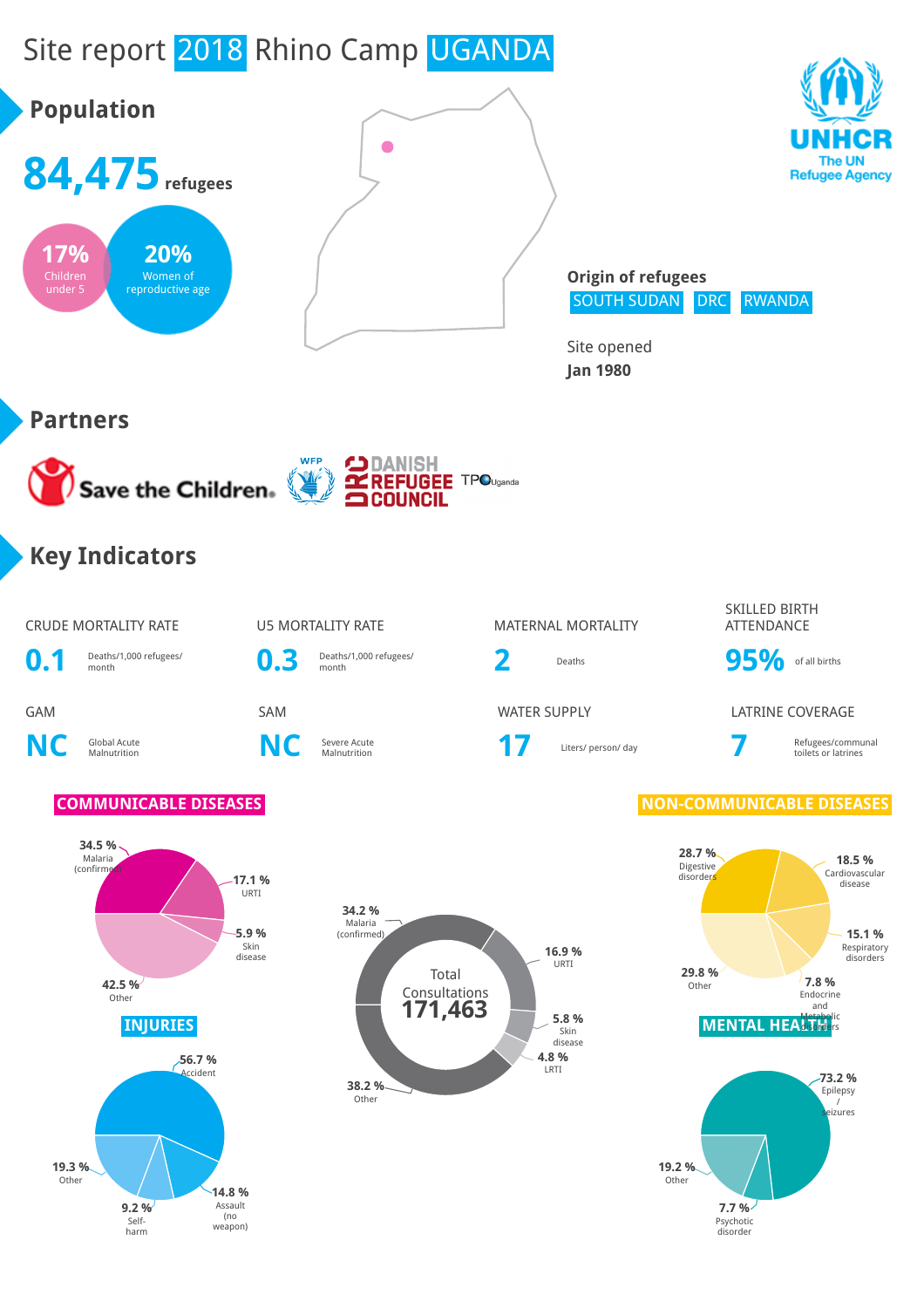# Site report 2018 Rhino Camp UGANDA

UNHCR
The UN Refugee Agency

## Population

**84,475** refugees

**17%** Children under 5

**20%** Women of reproductive age

**Origin of refugees**
SOUTH SUDAN | DRC | RWANDA

Site opened
**Jan 1980**

## Partners

Save the Children. WFP DANISH REFUGEE COUNCIL TPO Uganda

## Key Indicators

| CRUDE MORTALITY RATE | U5 MORTALITY RATE | MATERNAL MORTALITY | SKILLED BIRTH ATTENDANCE |
|---|---|---|---|
| **0.1** Deaths/1,000 refugees/ month | **0.3** Deaths/1,000 refugees/ month | **2** Deaths | **95%** of all births |

| GAM | SAM | WATER SUPPLY | LATRINE COVERAGE |
|---|---|---|---|
| **NC** Global Acute Malnutrition | **NC** Severe Acute Malnutrition | **17** Liters/ person/ day | **7** Refugees/communal toilets or latrines |

### COMMUNICABLE DISEASES

- 34.5 % Malaria (confirmed)
- 17.1 % URTI
- 5.9 % Skin disease
- 42.5 % Other

### Total Consultations 171,463

- 34.2 % Malaria (confirmed)
- 16.9 % URTI
- 5.8 % Skin disease
- 4.8 % LRTI
- 38.2 % Other

### NON-COMMUNICABLE DISEASES

- 28.7 % Digestive disorders
- 18.5 % Cardiovascular disease
- 15.1 % Respiratory disorders
- 7.8 % Endocrine and Metabolic disorders
- 29.8 % Other

### INJURIES

- 56.7 % Accident
- 14.8 % Assault (no weapon)
- 9.2 % Self-harm
- 19.3 % Other

### MENTAL HEALTH

- 73.2 % Epilepsy / seizures
- 7.7 % Psychotic disorder
- 19.2 % Other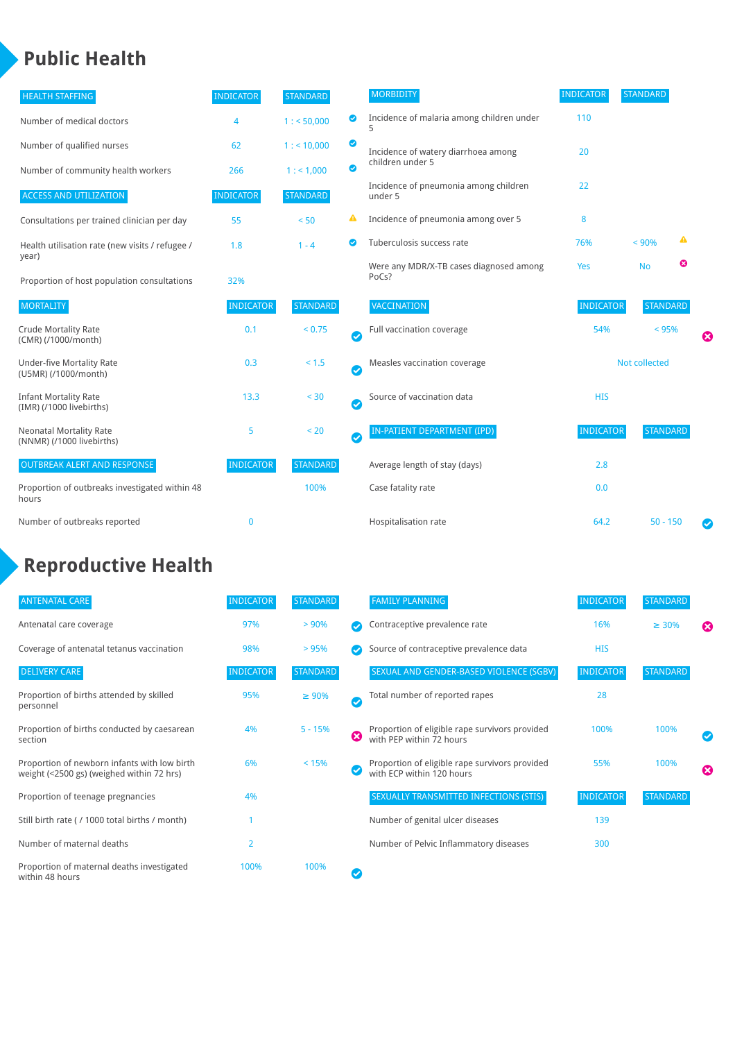# Public Health

| HEALTH STAFFING | INDICATOR | STANDARD | |
|---|---|---|---|
| Number of medical doctors | 4 | 1 : < 50,000 | ✔ |
| Number of qualified nurses | 62 | 1 : < 10,000 | ✔ |
| Number of community health workers | 266 | 1 : < 1,000 | ✔ |

| ACCESS AND UTILIZATION | INDICATOR | STANDARD | |
|---|---|---|---|
| Consultations per trained clinician per day | 55 | < 50 | ⚠ |
| Health utilisation rate (new visits / refugee / year) | 1.8 | 1 - 4 | ✔ |
| Proportion of host population consultations | 32% | | |

| MORTALITY | INDICATOR | STANDARD | |
|---|---|---|---|
| Crude Mortality Rate (CMR) (/1000/month) | 0.1 | < 0.75 | ✔ |
| Under-five Mortality Rate (U5MR) (/1000/month) | 0.3 | < 1.5 | ✔ |
| Infant Mortality Rate (IMR) (/1000 livebirths) | 13.3 | < 30 | ✔ |
| Neonatal Mortality Rate (NNMR) (/1000 livebirths) | 5 | < 20 | ✔ |

| OUTBREAK ALERT AND RESPONSE | INDICATOR | STANDARD |
|---|---|---|
| Proportion of outbreaks investigated within 48 hours | | 100% |
| Number of outbreaks reported | 0 | |

| MORBIDITY | INDICATOR | STANDARD | |
|---|---|---|---|
| Incidence of malaria among children under 5 | 110 | | |
| Incidence of watery diarrhoea among children under 5 | 20 | | |
| Incidence of pneumonia among children under 5 | 22 | | |
| Incidence of pneumonia among over 5 | 8 | | |
| Tuberculosis success rate | 76% | < 90% | ⚠ |
| Were any MDR/X-TB cases diagnosed among PoCs? | Yes | No | ✖ |

| VACCINATION | INDICATOR | STANDARD | |
|---|---|---|---|
| Full vaccination coverage | 54% | < 95% | ✖ |
| Measles vaccination coverage | Not collected | | |
| Source of vaccination data | HIS | | |

| IN-PATIENT DEPARTMENT (IPD) | INDICATOR | STANDARD | |
|---|---|---|---|
| Average length of stay (days) | 2.8 | | |
| Case fatality rate | 0.0 | | |
| Hospitalisation rate | 64.2 | 50 - 150 | ✔ |

# Reproductive Health

| ANTENATAL CARE | INDICATOR | STANDARD | |
|---|---|---|---|
| Antenatal care coverage | 97% | > 90% | ✔ |
| Coverage of antenatal tetanus vaccination | 98% | > 95% | ✔ |

| DELIVERY CARE | INDICATOR | STANDARD | |
|---|---|---|---|
| Proportion of births attended by skilled personnel | 95% | ≥ 90% | ✔ |
| Proportion of births conducted by caesarean section | 4% | 5 - 15% | ✖ |
| Proportion of newborn infants with low birth weight (<2500 gs) (weighed within 72 hrs) | 6% | < 15% | ✔ |
| Proportion of teenage pregnancies | 4% | | |
| Still birth rate ( / 1000 total births / month) | 1 | | |
| Number of maternal deaths | 2 | | |
| Proportion of maternal deaths investigated within 48 hours | 100% | 100% | ✔ |

| FAMILY PLANNING | INDICATOR | STANDARD | |
|---|---|---|---|
| Contraceptive prevalence rate | 16% | ≥ 30% | ✖ |
| Source of contraceptive prevalence data | HIS | | |

| SEXUAL AND GENDER-BASED VIOLENCE (SGBV) | INDICATOR | STANDARD | |
|---|---|---|---|
| Total number of reported rapes | 28 | | |
| Proportion of eligible rape survivors provided with PEP within 72 hours | 100% | 100% | ✔ |
| Proportion of eligible rape survivors provided with ECP within 120 hours | 55% | 100% | ✖ |

| SEXUALLY TRANSMITTED INFECTIONS (STIS) | INDICATOR | STANDARD |
|---|---|---|
| Number of genital ulcer diseases | 139 | |
| Number of Pelvic Inflammatory diseases | 300 | |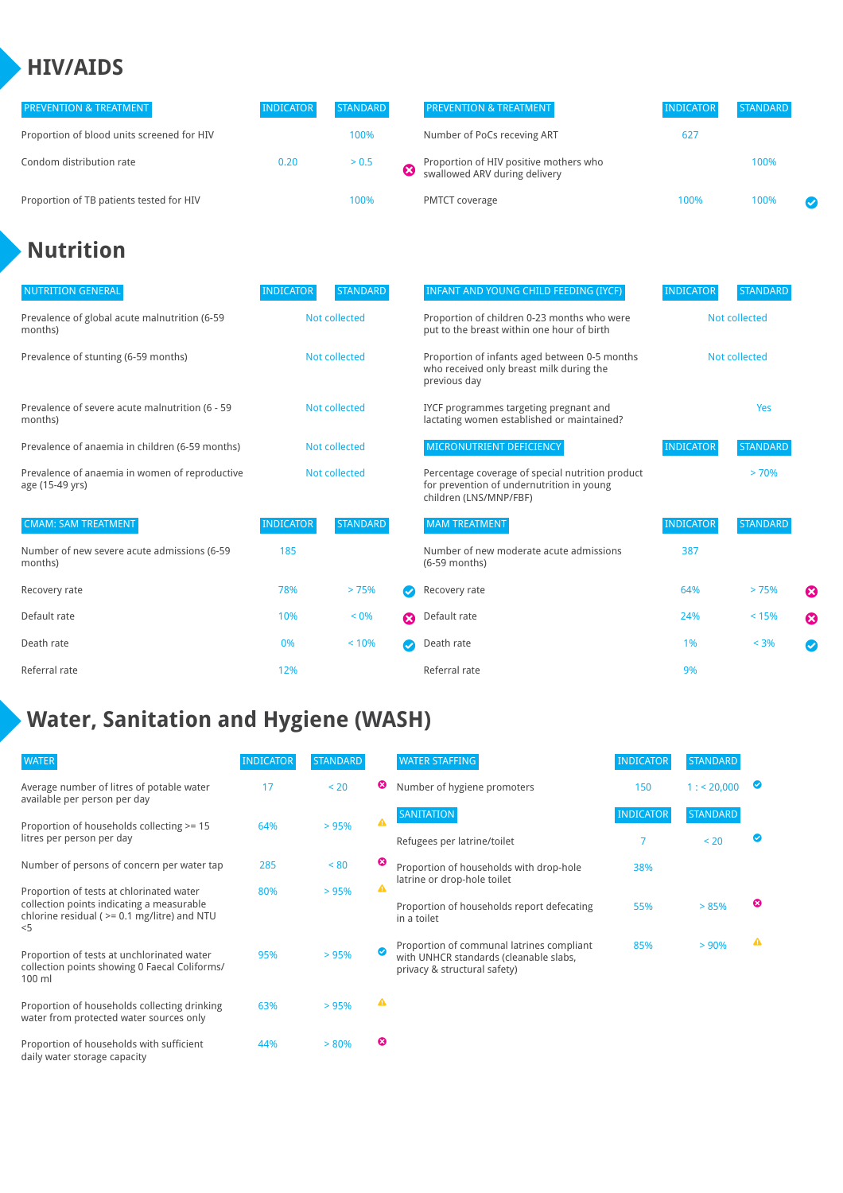# HIV/AIDS

| PREVENTION & TREATMENT | INDICATOR | STANDARD | |
|---|---|---|---|
| Proportion of blood units screened for HIV | | 100% | |
| Condom distribution rate | 0.20 | > 0.5 | ✗ |
| Proportion of TB patients tested for HIV | | 100% | |

| PREVENTION & TREATMENT | INDICATOR | STANDARD | |
|---|---|---|---|
| Number of PoCs receving ART | 627 | | |
| Proportion of HIV positive mothers who swallowed ARV during delivery | | 100% | |
| PMTCT coverage | 100% | 100% | ✓ |

# Nutrition

| NUTRITION GENERAL | INDICATOR | STANDARD |
|---|---|---|
| Prevalence of global acute malnutrition (6-59 months) | Not collected | |
| Prevalence of stunting (6-59 months) | Not collected | |
| Prevalence of severe acute malnutrition (6 - 59 months) | Not collected | |
| Prevalence of anaemia in children (6-59 months) | Not collected | |
| Prevalence of anaemia in women of reproductive age (15-49 yrs) | Not collected | |

| INFANT AND YOUNG CHILD FEEDING (IYCF) | INDICATOR | STANDARD |
|---|---|---|
| Proportion of children 0-23 months who were put to the breast within one hour of birth | Not collected | |
| Proportion of infants aged between 0-5 months who received only breast milk during the previous day | Not collected | |
| IYCF programmes targeting pregnant and lactating women established or maintained? | | Yes |

| MICRONUTRIENT DEFICIENCY | INDICATOR | STANDARD |
|---|---|---|
| Percentage coverage of special nutrition product for prevention of undernutrition in young children (LNS/MNP/FBF) | | > 70% |

| CMAM: SAM TREATMENT | INDICATOR | STANDARD | |
|---|---|---|---|
| Number of new severe acute admissions (6-59 months) | 185 | | |
| Recovery rate | 78% | > 75% | ✓ |
| Default rate | 10% | < 0% | ✗ |
| Death rate | 0% | < 10% | ✓ |
| Referral rate | 12% | | |

| MAM TREATMENT | INDICATOR | STANDARD | |
|---|---|---|---|
| Number of new moderate acute admissions (6-59 months) | 387 | | |
| Recovery rate | 64% | > 75% | ✗ |
| Default rate | 24% | < 15% | ✗ |
| Death rate | 1% | < 3% | ✓ |
| Referral rate | 9% | | |

# Water, Sanitation and Hygiene (WASH)

| WATER | INDICATOR | STANDARD | |
|---|---|---|---|
| Average number of litres of potable water available per person per day | 17 | < 20 | ✗ |
| Proportion of households collecting >= 15 litres per person per day | 64% | > 95% | ⚠ |
| Number of persons of concern per water tap | 285 | < 80 | ✗ |
| Proportion of tests at chlorinated water collection points indicating a measurable chlorine residual ( >= 0.1 mg/litre) and NTU <5 | 80% | > 95% | ⚠ |
| Proportion of tests at unchlorinated water collection points showing 0 Faecal Coliforms/ 100 ml | 95% | > 95% | ✓ |
| Proportion of households collecting drinking water from protected water sources only | 63% | > 95% | ⚠ |
| Proportion of households with sufficient daily water storage capacity | 44% | > 80% | ✗ |

| WATER STAFFING | INDICATOR | STANDARD | |
|---|---|---|---|
| Number of hygiene promoters | 150 | 1 : < 20,000 | ✓ |

| SANITATION | INDICATOR | STANDARD | |
|---|---|---|---|
| Refugees per latrine/toilet | 7 | < 20 | ✓ |
| Proportion of households with drop-hole latrine or drop-hole toilet | 38% | | |
| Proportion of households report defecating in a toilet | 55% | > 85% | ✗ |
| Proportion of communal latrines compliant with UNHCR standards (cleanable slabs, privacy & structural safety) | 85% | > 90% | ⚠ |